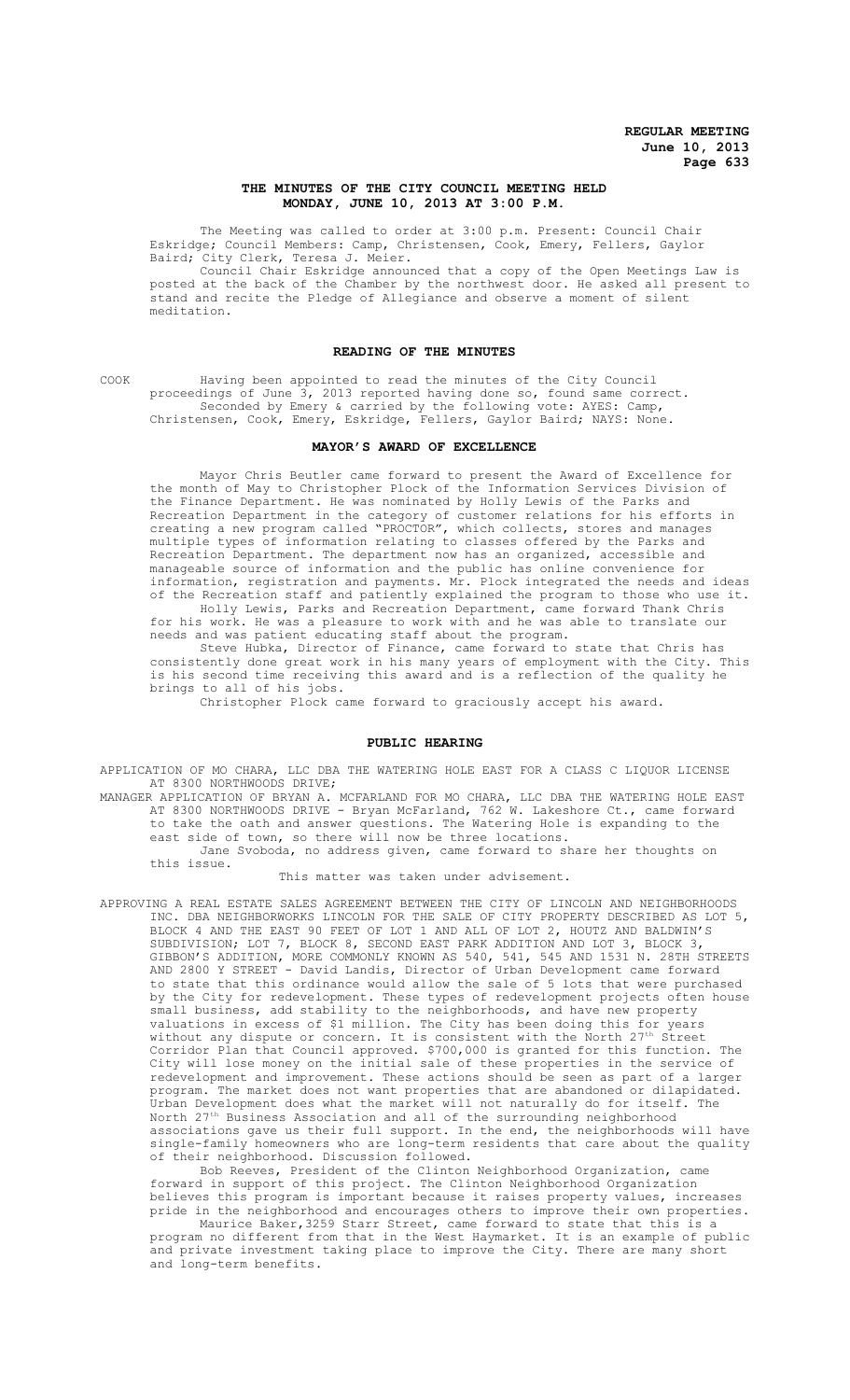# THE MINUTES OF THE CITY COUNCIL MEETING HELD MONDAY, JUNE 10, 2013 AT 3:00 P.M.

The Meeting was called to order at 3:00 p.m. Present: Council Chair Eskridge; Council Members: Camp, Christensen, Cook, Emery, Fellers, Gaylor Baird; City Clerk, Teresa J. Meier.

Council Chair Eskridge announced that a copy of the Open Meetings Law is posted at the back of the Chamber by the northwest door. He asked all present to stand and recite the Pledge of Allegiance and observe a moment of silent meditation.

## READING OF THE MINUTES

COOK Having been appointed to read the minutes of the City Council proceedings of June 3, 2013 reported having done so, found same correct.

Seconded by Emery & carried by the following vote: AYES: Camp, Christensen, Cook, Emery, Eskridge, Fellers, Gaylor Baird; NAYS: None.

## MAYOR'S AWARD OF EXCELLENCE

Mayor Chris Beutler came forward to present the Award of Excellence for the month of May to Christopher Plock of the Information Services Division of the Finance Department. He was nominated by Holly Lewis of the Parks and Recreation Department in the category of customer relations for his efforts in creating a new program called "PROCTOR", which collects, stores and manages multiple types of information relating to classes offered by the Parks and Recreation Department. The department now has an organized, accessible and manageable source of information and the public has online convenience for information, registration and payments. Mr. Plock integrated the needs and ideas of the Recreation staff and patiently explained the program to those who use it.

Holly Lewis, Parks and Recreation Department, came forward Thank Chris for his work. He was a pleasure to work with and he was able to translate our needs and was patient educating staff about the program.

Steve Hubka, Director of Finance, came forward to state that Chris has consistently done great work in his many years of employment with the City. This is his second time receiving this award and is a reflection of the quality he brings to all of his jobs.

Christopher Plock came forward to graciously accept his award.

## PUBLIC HEARING

APPLICATION OF MO CHARA, LLC DBA THE WATERING HOLE EAST FOR A CLASS C LIQUOR LICENSE AT 8300 NORTHWOODS DRIVE;

MANAGER APPLICATION OF BRYAN A. MCFARLAND FOR MO CHARA, LLC DBA THE WATERING HOLE EAST AT 8300 NORTHWOODS DRIVE - Bryan McFarland, 762 W. Lakeshore Ct., came forward to take the oath and answer questions. The Watering Hole is expanding to the east side of town, so there will now be three locations.

Jane Svoboda, no address given, came forward to share her thoughts on this issue.

This matter was taken under advisement.

APPROVING A REAL ESTATE SALES AGREEMENT BETWEEN THE CITY OF LINCOLN AND NEIGHBORHOODS INC. DBA NEIGHBORWORKS LINCOLN FOR THE SALE OF CITY PROPERTY DESCRIBED AS LOT 5, BLOCK 4 AND THE EAST 90 FEET OF LOT 1 AND ALL OF LOT 2, HOUTZ AND BALDWIN'S SUBDIVISION; LOT 7, BLOCK 8, SECOND EAST PARK ADDITION AND LOT 3, BLOCK 3, GIBBON'S ADDITION, MORE COMMONLY KNOWN AS 540, 541, 545 AND 1531 N. 28TH STREETS AND 2800 Y STREET - David Landis, Director of Urban Development came forward to state that this ordinance would allow the sale of 5 lots that were purchased by the City for redevelopment. These types of redevelopment projects often house small business, add stability to the neighborhoods, and have new property valuations in excess of $1 million. The City has been doing this for years without any dispute or concern. It is consistent with the North 27th Street Corridor Plan that Council approved. $700,000 is granted for this function. The City will lose money on the initial sale of these properties in the service of redevelopment and improvement. These actions should be seen as part of a larger program. The market does not want properties that are abandoned or dilapidated. Urban Development does what the market will not naturally do for itself. The North 27th Business Association and all of the surrounding neighborhood associations gave us their full support. In the end, the neighborhoods will have single-family homeowners who are long-term residents that care about the quality of their neighborhood. Discussion followed.

Bob Reeves, President of the Clinton Neighborhood Organization, came forward in support of this project. The Clinton Neighborhood Organization believes this program is important because it raises property values, increases pride in the neighborhood and encourages others to improve their own properties.

Maurice Baker,3259 Starr Street, came forward to state that this is a program no different from that in the West Haymarket. It is an example of public and private investment taking place to improve the City. There are many short and long-term benefits.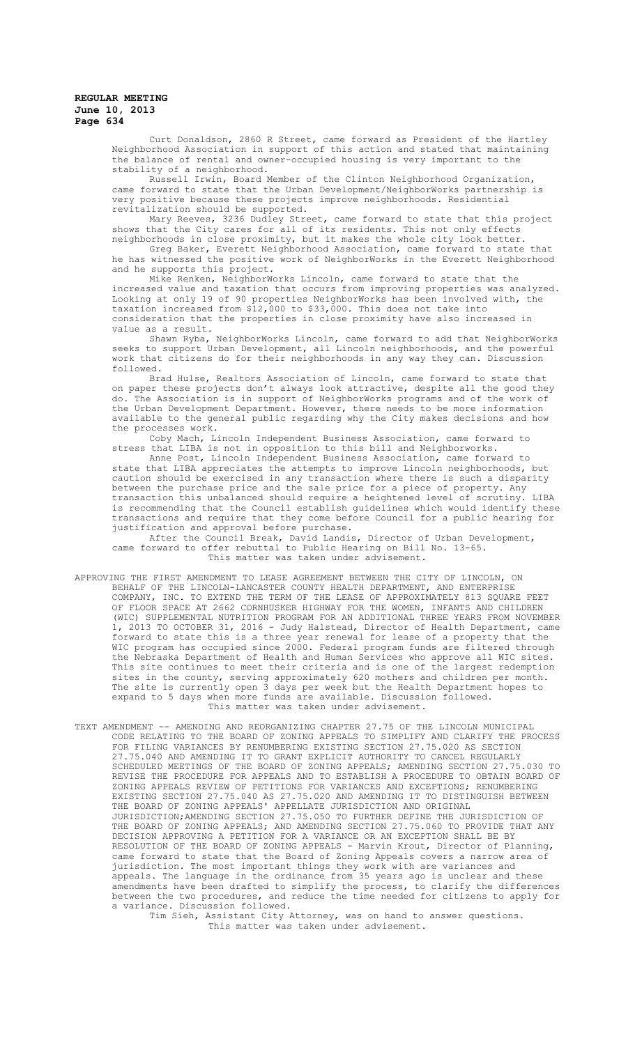Curt Donaldson, 2860 R Street, came forward as President of the Hartley Neighborhood Association in support of this action and stated that maintaining the balance of rental and owner-occupied housing is very important to the stability of a neighborhood.

Russell Irwin, Board Member of the Clinton Neighborhood Organization, came forward to state that the Urban Development/NeighborWorks partnership is very positive because these projects improve neighborhoods. Residential revitalization should be supported.

Mary Reeves, 3236 Dudley Street, came forward to state that this project shows that the City cares for all of its residents. This not only effects neighborhoods in close proximity, but it makes the whole city look better.

Greg Baker, Everett Neighborhood Association, came forward to state that he has witnessed the positive work of NeighborWorks in the Everett Neighborhood and he supports this project.

Mike Renken, NeighborWorks Lincoln, came forward to state that the increased value and taxation that occurs from improving properties was analyzed. Looking at only 19 of 90 properties NeighborWorks has been involved with, the taxation increased from $12,000 to $33,000. This does not take into consideration that the properties in close proximity have also increased in value as a result.

Shawn Ryba, NeighborWorks Lincoln, came forward to add that NeighborWorks seeks to support Urban Development, all Lincoln neighborhoods, and the powerful work that citizens do for their neighborhoods in any way they can. Discussion followed.

Brad Hulse, Realtors Association of Lincoln, came forward to state that on paper these projects don't always look attractive, despite all the good they do. The Association is in support of NeighborWorks programs and of the work of the Urban Development Department. However, there needs to be more information available to the general public regarding why the City makes decisions and how the processes work.

Coby Mach, Lincoln Independent Business Association, came forward to stress that LIBA is not in opposition to this bill and Neighborworks.

Anne Post, Lincoln Independent Business Association, came forward to state that LIBA appreciates the attempts to improve Lincoln neighborhoods, but caution should be exercised in any transaction where there is such a disparity between the purchase price and the sale price for a piece of property. Any transaction this unbalanced should require a heightened level of scrutiny. LIBA is recommending that the Council establish guidelines which would identify these transactions and require that they come before Council for a public hearing for justification and approval before purchase.

After the Council Break, David Landis, Director of Urban Development, came forward to offer rebuttal to Public Hearing on Bill No. 13-65.

This matter was taken under advisement.

APPROVING THE FIRST AMENDMENT TO LEASE AGREEMENT BETWEEN THE CITY OF LINCOLN, ON BEHALF OF THE LINCOLN-LANCASTER COUNTY HEALTH DEPARTMENT, AND ENTERPRISE COMPANY, INC. TO EXTEND THE TERM OF THE LEASE OF APPROXIMATELY 813 SQUARE FEET OF FLOOR SPACE AT 2662 CORNHUSKER HIGHWAY FOR THE WOMEN, INFANTS AND CHILDREN (WIC) SUPPLEMENTAL NUTRITION PROGRAM FOR AN ADDITIONAL THREE YEARS FROM NOVEMBER 1, 2013 TO OCTOBER 31, 2016 - Judy Halstead, Director of Health Department, came forward to state this is a three year renewal for lease of a property that the WIC program has occupied since 2000. Federal program funds are filtered through the Nebraska Department of Health and Human Services who approve all WIC sites. This site continues to meet their criteria and is one of the largest redemption sites in the county, serving approximately 620 mothers and children per month. The site is currently open 3 days per week but the Health Department hopes to expand to 5 days when more funds are available. Discussion followed.

This matter was taken under advisement.

TEXT AMENDMENT -- AMENDING AND REORGANIZING CHAPTER 27.75 OF THE LINCOLN MUNICIPAL CODE RELATING TO THE BOARD OF ZONING APPEALS TO SIMPLIFY AND CLARIFY THE PROCESS FOR FILING VARIANCES BY RENUMBERING EXISTING SECTION 27.75.020 AS SECTION 27.75.040 AND AMENDING IT TO GRANT EXPLICIT AUTHORITY TO CANCEL REGULARLY SCHEDULED MEETINGS OF THE BOARD OF ZONING APPEALS; AMENDING SECTION 27.75.030 TO REVISE THE PROCEDURE FOR APPEALS AND TO ESTABLISH A PROCEDURE TO OBTAIN BOARD OF ZONING APPEALS REVIEW OF PETITIONS FOR VARIANCES AND EXCEPTIONS; RENUMBERING EXISTING SECTION 27.75.040 AS 27.75.020 AND AMENDING IT TO DISTINGUISH BETWEEN THE BOARD OF ZONING APPEALS' APPELLATE JURISDICTION AND ORIGINAL JURISDICTION;AMENDING SECTION 27.75.050 TO FURTHER DEFINE THE JURISDICTION OF THE BOARD OF ZONING APPEALS; AND AMENDING SECTION 27.75.060 TO PROVIDE THAT ANY DECISION APPROVING A PETITION FOR A VARIANCE OR AN EXCEPTION SHALL BE BY RESOLUTION OF THE BOARD OF ZONING APPEALS - Marvin Krout, Director of Planning, came forward to state that the Board of Zoning Appeals covers a narrow area of jurisdiction. The most important things they work with are variances and appeals. The language in the ordinance from 35 years ago is unclear and these amendments have been drafted to simplify the process, to clarify the differences between the two procedures, and reduce the time needed for citizens to apply for a variance. Discussion followed.

Tim Sieh, Assistant City Attorney, was on hand to answer questions.

This matter was taken under advisement.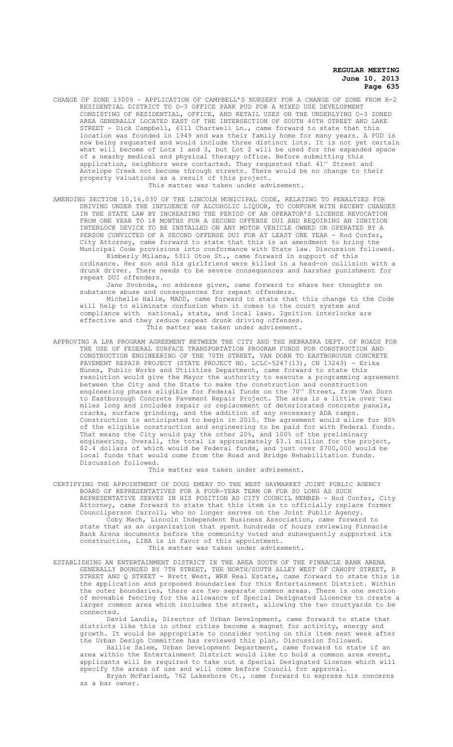CHANGE OF ZONE 13009 – APPLICATION OF CAMPBELL'S NURSERY FOR A CHANGE OF ZONE FROM R-2 RESIDENTIAL DISTRICT TO O-3 OFFICE PARK PUD FOR A MIXED USE DEVELOPMENT CONSISTING OF RESIDENTIAL, OFFICE, AND RETAIL USES ON THE UNDERLYING O-3 ZONED AREA GENERALLY LOCATED EAST OF THE INTERSECTION OF SOUTH 40TH STREET AND LAKE STREET - Dick Campbell, 6111 Chartwell Ln., came forward to state that this location was founded in 1949 and was their family home for many years. A PUD is now being requested and would include three distinct lots. It is not yet certain what will become of Lots 1 and 3, but Lot 2 will be used for the expanded space of a nearby medical and physical therapy office. Before submitting this application, neighbors were contacted. They requested that 41st Street and Antelope Creek not become through streets. There would be no change to their property valuations as a result of this project.

This matter was taken under advisement.

AMENDING SECTION 10.16.030 OF THE LINCOLN MUNICIPAL CODE, RELATING TO PENALTIES FOR DRIVING UNDER THE INFLUENCE OF ALCOHOLIC LIQUOR, TO CONFORM WITH RECENT CHANGES IN THE STATE LAW BY INCREASING THE PERIOD OF AN OPERATOR'S LICENSE REVOCATION FROM ONE YEAR TO 18 MONTHS FOR A SECOND OFFENSE DUI AND REQUIRING AN IGNITION INTERLOCK DEVICE TO BE INSTALLED ON ANY MOTOR VEHICLE OWNED OR OPERATED BY A PERSON CONVICTED OF A SECOND OFFENSE DUI FOR AT LEAST ONE YEAR - Rod Confer, City Attorney, came forward to state that this is an amendment to bring the Municipal Code provisions into conformance with State law. Discussion followed.

Kimberly Milana, 5311 Otoe St., came forward in support of this ordinance. Her son and his girlfriend were killed in a head-on collision with a drunk driver. There needs to be severe consequences and harsher punishment for repeat DUI offenders.

Jane Svoboda, no address given, came forward to share her thoughts on substance abuse and consequences for repeat offenders.

Michelle Halim, MADD, came forward to state that this change to the Code will help to eliminate confusion when it comes to the court system and compliance with national, state, and local laws. Ignition interlocks are effective and they reduce repeat drunk driving offenses.

This matter was taken under advisement.

APPROVING A LPA PROGRAM AGREEMENT BETWEEN THE CITY AND THE NEBRASKA DEPT. OF ROADS FOR THE USE OF FEDERAL SURFACE TRANSPORTATION PROGRAM FUNDS FOR CONSTRUCTION AND CONSTRUCTION ENGINEERING OF THE 70TH STREET, VAN DORN TO EASTBOROUGH CONCRETE PAVEMENT REPAIR PROJECT (STATE PROJECT NO. LCLC-5247(13), CN 13243) - Erika Nunes, Public Works and Utilities Department, came forward to state this resolution would give the Mayor the authority to execute a programming agreement between the City and the State to make the construction and construction engineering phases eligible for Federal funds on the 70th Street, from Van Dorn to Eastborough Concrete Pavement Repair Project. The area is a little over two miles long and includes repair or replacement of deteriorated concrete panels, cracks, surface grinding, and the addition of any necessary ADA ramps. Construction is anticipated to begin in 2015. The agreement would allow for 80% of the eligible construction and engineering to be paid for with Federal funds. That means the City would pay the other 20%, and 100% of the preliminary engineering. Overall, the total is approximately $3.1 million for the project, $2.4 dollars of which would be Federal funds, and just over $700,000 would be local funds that would come from the Road and Bridge Rehabilitation funds. Discussion followed.

This matter was taken under advisement.

CERTIFYING THE APPOINTMENT OF DOUG EMERY TO THE WEST HAYMARKET JOINT PUBLIC AGENCY BOARD OF REPRESENTATIVES FOR A FOUR-YEAR TERM OR FOR SO LONG AS SUCH REPRESENTATIVE SERVES IN HIS POSITION AS CITY COUNCIL MEMBER - Rod Confer, City Attorney, came forward to state that this item is to officially replace former Councilperson Carroll, who no longer serves on the Joint Public Agency.

Coby Mach, Lincoln Independent Business Association, came forward to state that as an organization that spent hundreds of hours reviewing Pinnacle Bank Arena documents before the community voted and subsequently supported its construction, LIBA is in favor of this appointment.

This matter was taken under advisement.

ESTABLISHING AN ENTERTAINMENT DISTRICT IN THE AREA SOUTH OF THE PINNACLE BANK ARENA GENERALLY BOUNDED BY 7TH STREET, THE NORTH/SOUTH ALLEY WEST OF CANOPY STREET, R STREET AND Q STREET - Brett West, WRK Real Estate, came forward to state this is the application and proposed boundaries for this Entertainment District. Within the outer boundaries, there are two separate common areas. There is one section of moveable fencing for the allowance of Special Designated Licences to create a larger common area which includes the street, allowing the two courtyards to be connected.

David Landis, Director of Urban Development, came forward to state that districts like this in other cities become a magnet for activity, energy and growth. It would be appropriate to consider voting on this item next week after the Urban Design Committee has reviewed this plan. Discussion followed.

Hallie Salem, Urban Development Department, came forward to state if an area within the Entertainment District would like to hold a common area event, applicants will be required to take out a Special Designated License which will specify the areas of use and will come before Council for approval.

Bryan McFarland, 762 Lakeshore Ct., came forward to express his concerns as a bar owner.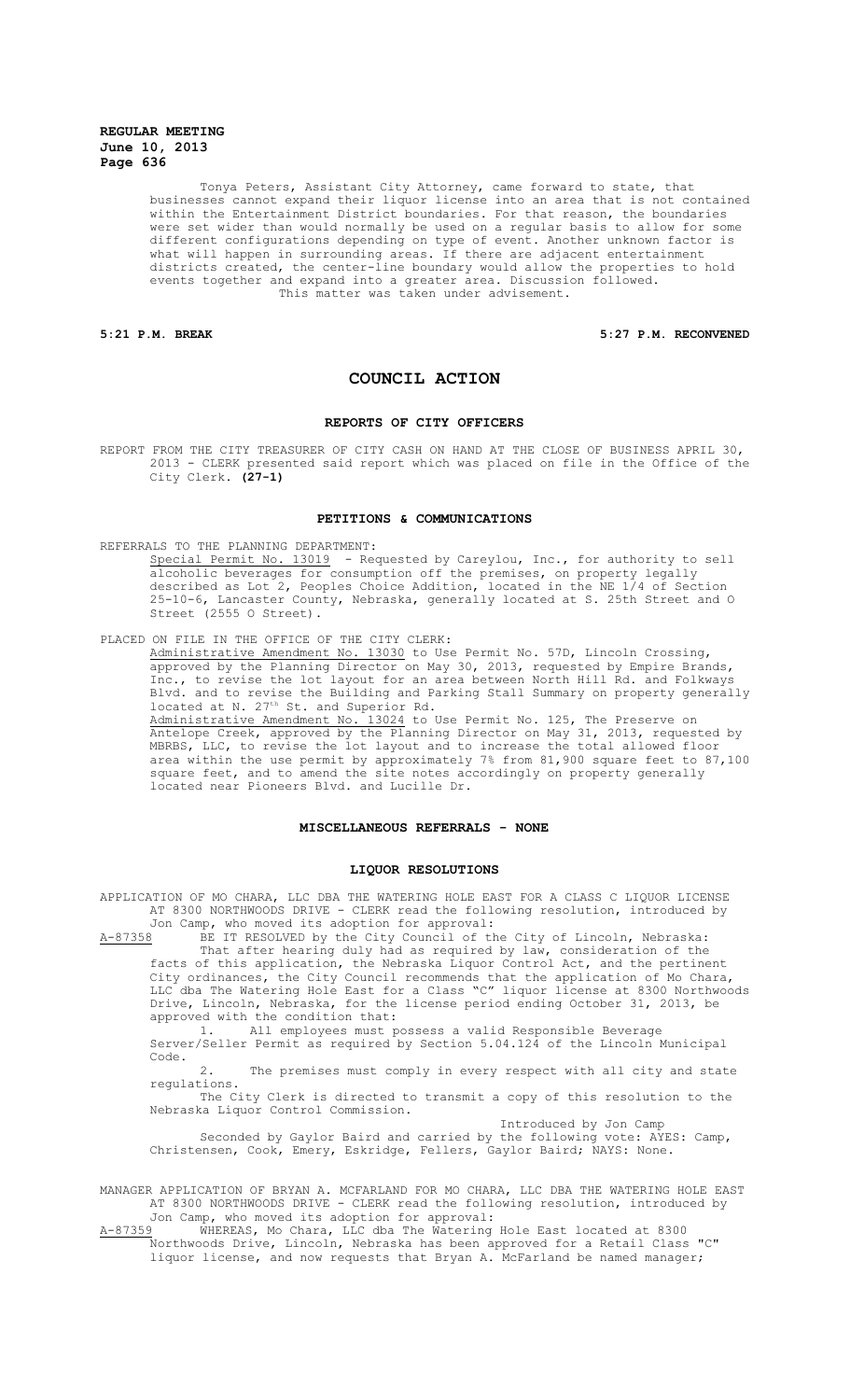Tonya Peters, Assistant City Attorney, came forward to state, that businesses cannot expand their liquor license into an area that is not contained within the Entertainment District boundaries. For that reason, the boundaries were set wider than would normally be used on a regular basis to allow for some different configurations depending on type of event. Another unknown factor is what will happen in surrounding areas. If there are adjacent entertainment districts created, the center-line boundary would allow the properties to hold events together and expand into a greater area. Discussion followed.

This matter was taken under advisement.

**5:21 P.M. BREAK** **5:27 P.M. RECONVENED**

# COUNCIL ACTION

## REPORTS OF CITY OFFICERS

REPORT FROM THE CITY TREASURER OF CITY CASH ON HAND AT THE CLOSE OF BUSINESS APRIL 30, 2013 - CLERK presented said report which was placed on file in the Office of the City Clerk. **(27-1)**

## PETITIONS & COMMUNICATIONS

REFERRALS TO THE PLANNING DEPARTMENT:

Special Permit No. 13019 - Requested by Careylou, Inc., for authority to sell alcoholic beverages for consumption off the premises, on property legally described as Lot 2, Peoples Choice Addition, located in the NE 1/4 of Section 25-10-6, Lancaster County, Nebraska, generally located at S. 25th Street and O Street (2555 O Street).

PLACED ON FILE IN THE OFFICE OF THE CITY CLERK:

Administrative Amendment No. 13030 to Use Permit No. 57D, Lincoln Crossing, approved by the Planning Director on May 30, 2013, requested by Empire Brands, Inc., to revise the lot layout for an area between North Hill Rd. and Folkways Blvd. and to revise the Building and Parking Stall Summary on property generally located at N. 27th St. and Superior Rd.

Administrative Amendment No. 13024 to Use Permit No. 125, The Preserve on Antelope Creek, approved by the Planning Director on May 31, 2013, requested by MBRBS, LLC, to revise the lot layout and to increase the total allowed floor area within the use permit by approximately 7% from 81,900 square feet to 87,100 square feet, and to amend the site notes accordingly on property generally located near Pioneers Blvd. and Lucille Dr.

## MISCELLANEOUS REFERRALS - NONE

## LIQUOR RESOLUTIONS

APPLICATION OF MO CHARA, LLC DBA THE WATERING HOLE EAST FOR A CLASS C LIQUOR LICENSE AT 8300 NORTHWOODS DRIVE - CLERK read the following resolution, introduced by Jon Camp, who moved its adoption for approval:

A-87358 BE IT RESOLVED by the City Council of the City of Lincoln, Nebraska:

That after hearing duly had as required by law, consideration of the facts of this application, the Nebraska Liquor Control Act, and the pertinent City ordinances, the City Council recommends that the application of Mo Chara, LLC dba The Watering Hole East for a Class "C" liquor license at 8300 Northwoods Drive, Lincoln, Nebraska, for the license period ending October 31, 2013, be approved with the condition that:

1. All employees must possess a valid Responsible Beverage Server/Seller Permit as required by Section 5.04.124 of the Lincoln Municipal Code.
2. The premises must comply in every respect with all city and state regulations.

The City Clerk is directed to transmit a copy of this resolution to the Nebraska Liquor Control Commission.

Introduced by Jon Camp

Seconded by Gaylor Baird and carried by the following vote: AYES: Camp, Christensen, Cook, Emery, Eskridge, Fellers, Gaylor Baird; NAYS: None.

MANAGER APPLICATION OF BRYAN A. MCFARLAND FOR MO CHARA, LLC DBA THE WATERING HOLE EAST AT 8300 NORTHWOODS DRIVE - CLERK read the following resolution, introduced by Jon Camp, who moved its adoption for approval:

A-87359 WHEREAS, Mo Chara, LLC dba The Watering Hole East located at 8300 Northwoods Drive, Lincoln, Nebraska has been approved for a Retail Class "C" liquor license, and now requests that Bryan A. McFarland be named manager;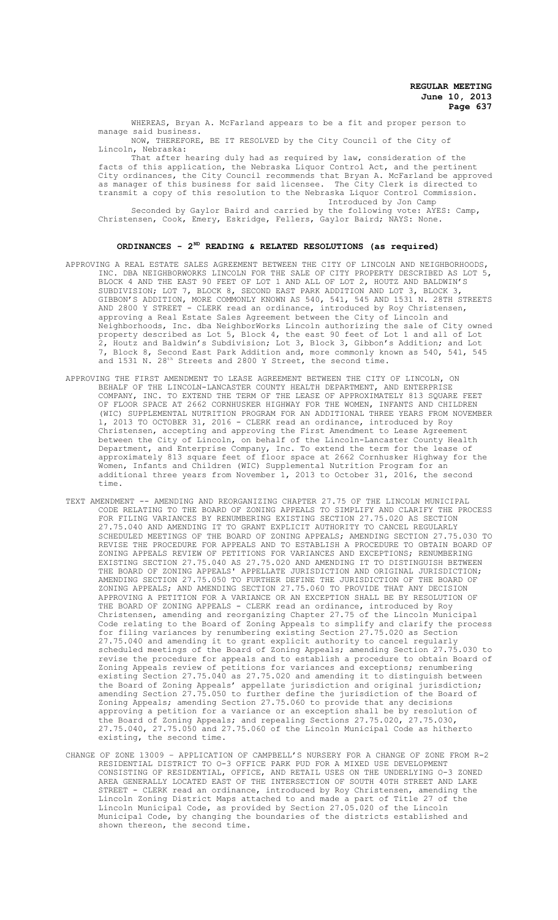WHEREAS, Bryan A. McFarland appears to be a fit and proper person to manage said business.

NOW, THEREFORE, BE IT RESOLVED by the City Council of the City of Lincoln, Nebraska:

That after hearing duly had as required by law, consideration of the facts of this application, the Nebraska Liquor Control Act, and the pertinent City ordinances, the City Council recommends that Bryan A. McFarland be approved as manager of this business for said licensee. The City Clerk is directed to transmit a copy of this resolution to the Nebraska Liquor Control Commission.

Introduced by Jon Camp

Seconded by Gaylor Baird and carried by the following vote: AYES: Camp, Christensen, Cook, Emery, Eskridge, Fellers, Gaylor Baird; NAYS: None.

## ORDINANCES - 2ND READING & RELATED RESOLUTIONS (as required)

APPROVING A REAL ESTATE SALES AGREEMENT BETWEEN THE CITY OF LINCOLN AND NEIGHBORHOODS, INC. DBA NEIGHBORWORKS LINCOLN FOR THE SALE OF CITY PROPERTY DESCRIBED AS LOT 5, BLOCK 4 AND THE EAST 90 FEET OF LOT 1 AND ALL OF LOT 2, HOUTZ AND BALDWIN'S SUBDIVISION; LOT 7, BLOCK 8, SECOND EAST PARK ADDITION AND LOT 3, BLOCK 3, GIBBON'S ADDITION, MORE COMMONLY KNOWN AS 540, 541, 545 AND 1531 N. 28TH STREETS AND 2800 Y STREET - CLERK read an ordinance, introduced by Roy Christensen, approving a Real Estate Sales Agreement between the City of Lincoln and Neighborhoods, Inc. dba NeighborWorks Lincoln authorizing the sale of City owned property described as Lot 5, Block 4, the east 90 feet of Lot 1 and all of Lot 2, Houtz and Baldwin's Subdivision; Lot 3, Block 3, Gibbon's Addition; and Lot 7, Block 8, Second East Park Addition and, more commonly known as 540, 541, 545 and 1531 N. 28th Streets and 2800 Y Street, the second time.

APPROVING THE FIRST AMENDMENT TO LEASE AGREEMENT BETWEEN THE CITY OF LINCOLN, ON BEHALF OF THE LINCOLN-LANCASTER COUNTY HEALTH DEPARTMENT, AND ENTERPRISE COMPANY, INC. TO EXTEND THE TERM OF THE LEASE OF APPROXIMATELY 813 SQUARE FEET OF FLOOR SPACE AT 2662 CORNHUSKER HIGHWAY FOR THE WOMEN, INFANTS AND CHILDREN (WIC) SUPPLEMENTAL NUTRITION PROGRAM FOR AN ADDITIONAL THREE YEARS FROM NOVEMBER 1, 2013 TO OCTOBER 31, 2016 - CLERK read an ordinance, introduced by Roy Christensen, accepting and approving the First Amendment to Lease Agreement between the City of Lincoln, on behalf of the Lincoln-Lancaster County Health Department, and Enterprise Company, Inc. To extend the term for the lease of approximately 813 square feet of floor space at 2662 Cornhusker Highway for the Women, Infants and Children (WIC) Supplemental Nutrition Program for an additional three years from November 1, 2013 to October 31, 2016, the second time.

TEXT AMENDMENT -- AMENDING AND REORGANIZING CHAPTER 27.75 OF THE LINCOLN MUNICIPAL CODE RELATING TO THE BOARD OF ZONING APPEALS TO SIMPLIFY AND CLARIFY THE PROCESS FOR FILING VARIANCES BY RENUMBERING EXISTING SECTION 27.75.020 AS SECTION 27.75.040 AND AMENDING IT TO GRANT EXPLICIT AUTHORITY TO CANCEL REGULARLY SCHEDULED MEETINGS OF THE BOARD OF ZONING APPEALS; AMENDING SECTION 27.75.030 TO REVISE THE PROCEDURE FOR APPEALS AND TO ESTABLISH A PROCEDURE TO OBTAIN BOARD OF ZONING APPEALS REVIEW OF PETITIONS FOR VARIANCES AND EXCEPTIONS; RENUMBERING EXISTING SECTION 27.75.040 AS 27.75.020 AND AMENDING IT TO DISTINGUISH BETWEEN THE BOARD OF ZONING APPEALS' APPELLATE JURISDICTION AND ORIGINAL JURISDICTION; AMENDING SECTION 27.75.050 TO FURTHER DEFINE THE JURISDICTION OF THE BOARD OF ZONING APPEALS; AND AMENDING SECTION 27.75.060 TO PROVIDE THAT ANY DECISION APPROVING A PETITION FOR A VARIANCE OR AN EXCEPTION SHALL BE BY RESOLUTION OF THE BOARD OF ZONING APPEALS - CLERK read an ordinance, introduced by Roy Christensen, amending and reorganizing Chapter 27.75 of the Lincoln Municipal Code relating to the Board of Zoning Appeals to simplify and clarify the process for filing variances by renumbering existing Section 27.75.020 as Section 27.75.040 and amending it to grant explicit authority to cancel regularly scheduled meetings of the Board of Zoning Appeals; amending Section 27.75.030 to revise the procedure for appeals and to establish a procedure to obtain Board of Zoning Appeals review of petitions for variances and exceptions; renumbering existing Section 27.75.040 as 27.75.020 and amending it to distinguish between the Board of Zoning Appeals' appellate jurisdiction and original jurisdiction; amending Section 27.75.050 to further define the jurisdiction of the Board of Zoning Appeals; amending Section 27.75.060 to provide that any decisions approving a petition for a variance or an exception shall be by resolution of the Board of Zoning Appeals; and repealing Sections 27.75.020, 27.75.030, 27.75.040, 27.75.050 and 27.75.060 of the Lincoln Municipal Code as hitherto existing, the second time.

CHANGE OF ZONE 13009 – APPLICATION OF CAMPBELL'S NURSERY FOR A CHANGE OF ZONE FROM R-2 RESIDENTIAL DISTRICT TO O-3 OFFICE PARK PUD FOR A MIXED USE DEVELOPMENT CONSISTING OF RESIDENTIAL, OFFICE, AND RETAIL USES ON THE UNDERLYING O-3 ZONED AREA GENERALLY LOCATED EAST OF THE INTERSECTION OF SOUTH 40TH STREET AND LAKE STREET - CLERK read an ordinance, introduced by Roy Christensen, amending the Lincoln Zoning District Maps attached to and made a part of Title 27 of the Lincoln Municipal Code, as provided by Section 27.05.020 of the Lincoln Municipal Code, by changing the boundaries of the districts established and shown thereon, the second time.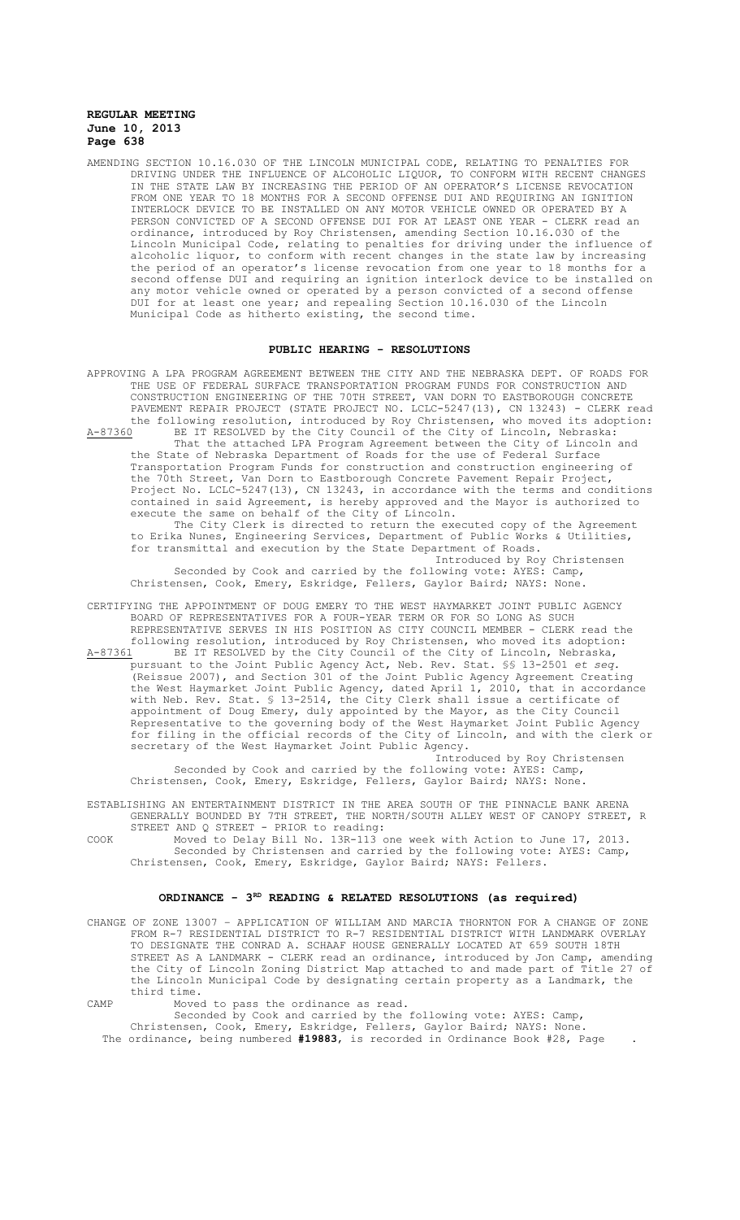AMENDING SECTION 10.16.030 OF THE LINCOLN MUNICIPAL CODE, RELATING TO PENALTIES FOR DRIVING UNDER THE INFLUENCE OF ALCOHOLIC LIQUOR, TO CONFORM WITH RECENT CHANGES IN THE STATE LAW BY INCREASING THE PERIOD OF AN OPERATOR'S LICENSE REVOCATION FROM ONE YEAR TO 18 MONTHS FOR A SECOND OFFENSE DUI AND REQUIRING AN IGNITION INTERLOCK DEVICE TO BE INSTALLED ON ANY MOTOR VEHICLE OWNED OR OPERATED BY A PERSON CONVICTED OF A SECOND OFFENSE DUI FOR AT LEAST ONE YEAR - CLERK read an ordinance, introduced by Roy Christensen, amending Section 10.16.030 of the Lincoln Municipal Code, relating to penalties for driving under the influence of alcoholic liquor, to conform with recent changes in the state law by increasing the period of an operator's license revocation from one year to 18 months for a second offense DUI and requiring an ignition interlock device to be installed on any motor vehicle owned or operated by a person convicted of a second offense DUI for at least one year; and repealing Section 10.16.030 of the Lincoln Municipal Code as hitherto existing, the second time.

## PUBLIC HEARING - RESOLUTIONS

APPROVING A LPA PROGRAM AGREEMENT BETWEEN THE CITY AND THE NEBRASKA DEPT. OF ROADS FOR THE USE OF FEDERAL SURFACE TRANSPORTATION PROGRAM FUNDS FOR CONSTRUCTION AND CONSTRUCTION ENGINEERING OF THE 70TH STREET, VAN DORN TO EASTBOROUGH CONCRETE PAVEMENT REPAIR PROJECT (STATE PROJECT NO. LCLC-5247(13), CN 13243) - CLERK read the following resolution, introduced by Roy Christensen, who moved its adoption:

A-87360 BE IT RESOLVED by the City Council of the City of Lincoln, Nebraska:

That the attached LPA Program Agreement between the City of Lincoln and the State of Nebraska Department of Roads for the use of Federal Surface Transportation Program Funds for construction and construction engineering of the 70th Street, Van Dorn to Eastborough Concrete Pavement Repair Project, Project No. LCLC-5247(13), CN 13243, in accordance with the terms and conditions contained in said Agreement, is hereby approved and the Mayor is authorized to execute the same on behalf of the City of Lincoln.

The City Clerk is directed to return the executed copy of the Agreement to Erika Nunes, Engineering Services, Department of Public Works & Utilities, for transmittal and execution by the State Department of Roads.

Introduced by Roy Christensen

Seconded by Cook and carried by the following vote: AYES: Camp, Christensen, Cook, Emery, Eskridge, Fellers, Gaylor Baird; NAYS: None.

CERTIFYING THE APPOINTMENT OF DOUG EMERY TO THE WEST HAYMARKET JOINT PUBLIC AGENCY BOARD OF REPRESENTATIVES FOR A FOUR-YEAR TERM OR FOR SO LONG AS SUCH REPRESENTATIVE SERVES IN HIS POSITION AS CITY COUNCIL MEMBER - CLERK read the following resolution, introduced by Roy Christensen, who moved its adoption:

A-87361 BE IT RESOLVED by the City Council of the City of Lincoln, Nebraska, pursuant to the Joint Public Agency Act, Neb. Rev. Stat. §§ 13-2501 *et seq.* (Reissue 2007), and Section 301 of the Joint Public Agency Agreement Creating the West Haymarket Joint Public Agency, dated April 1, 2010, that in accordance with Neb. Rev. Stat. § 13-2514, the City Clerk shall issue a certificate of appointment of Doug Emery, duly appointed by the Mayor, as the City Council Representative to the governing body of the West Haymarket Joint Public Agency for filing in the official records of the City of Lincoln, and with the clerk or secretary of the West Haymarket Joint Public Agency.

Introduced by Roy Christensen

Seconded by Cook and carried by the following vote: AYES: Camp, Christensen, Cook, Emery, Eskridge, Fellers, Gaylor Baird; NAYS: None.

ESTABLISHING AN ENTERTAINMENT DISTRICT IN THE AREA SOUTH OF THE PINNACLE BANK ARENA GENERALLY BOUNDED BY 7TH STREET, THE NORTH/SOUTH ALLEY WEST OF CANOPY STREET, R STREET AND Q STREET - PRIOR to reading:

COOK Moved to Delay Bill No. 13R-113 one week with Action to June 17, 2013.

Seconded by Christensen and carried by the following vote: AYES: Camp, Christensen, Cook, Emery, Eskridge, Gaylor Baird; NAYS: Fellers.

## ORDINANCE - 3RD READING & RELATED RESOLUTIONS (as required)

CHANGE OF ZONE 13007 – APPLICATION OF WILLIAM AND MARCIA THORNTON FOR A CHANGE OF ZONE FROM R-7 RESIDENTIAL DISTRICT TO R-7 RESIDENTIAL DISTRICT WITH LANDMARK OVERLAY TO DESIGNATE THE CONRAD A. SCHAAF HOUSE GENERALLY LOCATED AT 659 SOUTH 18TH STREET AS A LANDMARK - CLERK read an ordinance, introduced by Jon Camp, amending the City of Lincoln Zoning District Map attached to and made part of Title 27 of the Lincoln Municipal Code by designating certain property as a Landmark, the third time.

CAMP Moved to pass the ordinance as read.

Seconded by Cook and carried by the following vote: AYES: Camp, Christensen, Cook, Emery, Eskridge, Fellers, Gaylor Baird; NAYS: None.

The ordinance, being numbered **#19883**, is recorded in Ordinance Book #28, Page .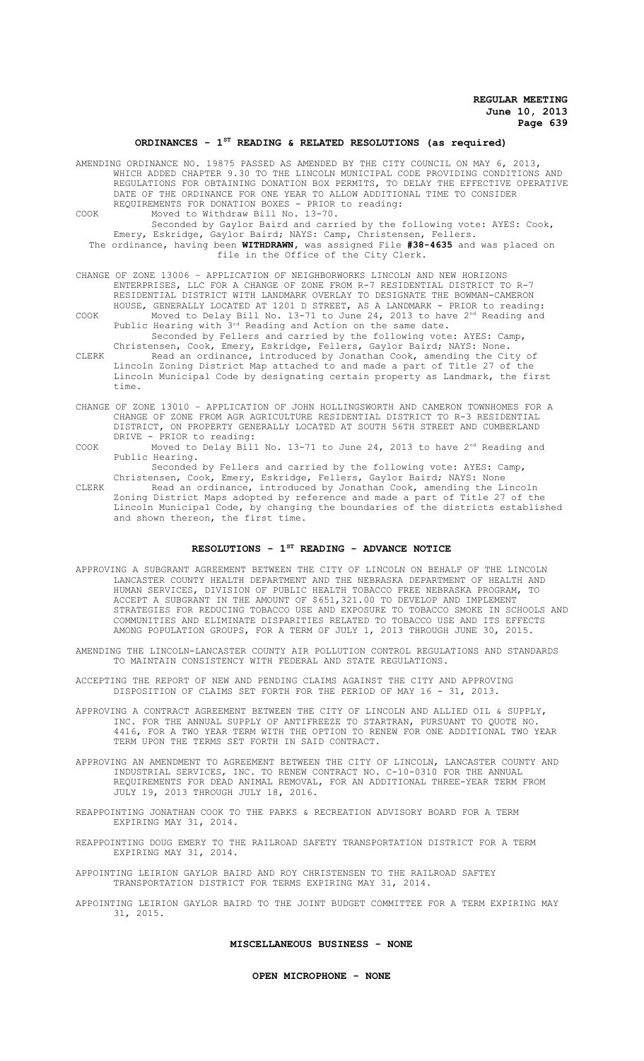## ORDINANCES - 1ST READING & RELATED RESOLUTIONS (as required)

AMENDING ORDINANCE NO. 19875 PASSED AS AMENDED BY THE CITY COUNCIL ON MAY 6, 2013, WHICH ADDED CHAPTER 9.30 TO THE LINCOLN MUNICIPAL CODE PROVIDING CONDITIONS AND REGULATIONS FOR OBTAINING DONATION BOX PERMITS, TO DELAY THE EFFECTIVE OPERATIVE DATE OF THE ORDINANCE FOR ONE YEAR TO ALLOW ADDITIONAL TIME TO CONSIDER REQUIREMENTS FOR DONATION BOXES - PRIOR to reading:

COOK Moved to Withdraw Bill No. 13-70.

Seconded by Gaylor Baird and carried by the following vote: AYES: Cook, Emery, Eskridge, Gaylor Baird; NAYS: Camp, Christensen, Fellers.

The ordinance, having been **WITHDRAWN**, was assigned File **#38-4635** and was placed on file in the Office of the City Clerk.

CHANGE OF ZONE 13006 – APPLICATION OF NEIGHBORWORKS LINCOLN AND NEW HORIZONS ENTERPRISES, LLC FOR A CHANGE OF ZONE FROM R-7 RESIDENTIAL DISTRICT TO R-7 RESIDENTIAL DISTRICT WITH LANDMARK OVERLAY TO DESIGNATE THE BOWMAN-CAMERON HOUSE, GENERALLY LOCATED AT 1201 D STREET, AS A LANDMARK - PRIOR to reading:

COOK Moved to Delay Bill No. 13-71 to June 24, 2013 to have 2nd Reading and Public Hearing with 3rd Reading and Action on the same date.

Seconded by Fellers and carried by the following vote: AYES: Camp, Christensen, Cook, Emery, Eskridge, Fellers, Gaylor Baird; NAYS: None.

CLERK Read an ordinance, introduced by Jonathan Cook, amending the City of Lincoln Zoning District Map attached to and made a part of Title 27 of the Lincoln Municipal Code by designating certain property as Landmark, the first time.

CHANGE OF ZONE 13010 – APPLICATION OF JOHN HOLLINGSWORTH AND CAMERON TOWNHOMES FOR A CHANGE OF ZONE FROM AGR AGRICULTURE RESIDENTIAL DISTRICT TO R-3 RESIDENTIAL DISTRICT, ON PROPERTY GENERALLY LOCATED AT SOUTH 56TH STREET AND CUMBERLAND DRIVE - PRIOR to reading:

COOK Moved to Delay Bill No. 13-71 to June 24, 2013 to have 2nd Reading and Public Hearing.

Seconded by Fellers and carried by the following vote: AYES: Camp, Christensen, Cook, Emery, Eskridge, Fellers, Gaylor Baird; NAYS: None

CLERK Read an ordinance, introduced by Jonathan Cook, amending the Lincoln Zoning District Maps adopted by reference and made a part of Title 27 of the Lincoln Municipal Code, by changing the boundaries of the districts established and shown thereon, the first time.

## RESOLUTIONS - 1ST READING - ADVANCE NOTICE

APPROVING A SUBGRANT AGREEMENT BETWEEN THE CITY OF LINCOLN ON BEHALF OF THE LINCOLN LANCASTER COUNTY HEALTH DEPARTMENT AND THE NEBRASKA DEPARTMENT OF HEALTH AND HUMAN SERVICES, DIVISION OF PUBLIC HEALTH TOBACCO FREE NEBRASKA PROGRAM, TO ACCEPT A SUBGRANT IN THE AMOUNT OF $651,321.00 TO DEVELOP AND IMPLEMENT STRATEGIES FOR REDUCING TOBACCO USE AND EXPOSURE TO TOBACCO SMOKE IN SCHOOLS AND COMMUNITIES AND ELIMINATE DISPARITIES RELATED TO TOBACCO USE AND ITS EFFECTS AMONG POPULATION GROUPS, FOR A TERM OF JULY 1, 2013 THROUGH JUNE 30, 2015.

AMENDING THE LINCOLN-LANCASTER COUNTY AIR POLLUTION CONTROL REGULATIONS AND STANDARDS TO MAINTAIN CONSISTENCY WITH FEDERAL AND STATE REGULATIONS.

ACCEPTING THE REPORT OF NEW AND PENDING CLAIMS AGAINST THE CITY AND APPROVING DISPOSITION OF CLAIMS SET FORTH FOR THE PERIOD OF MAY 16 - 31, 2013.

APPROVING A CONTRACT AGREEMENT BETWEEN THE CITY OF LINCOLN AND ALLIED OIL & SUPPLY, INC. FOR THE ANNUAL SUPPLY OF ANTIFREEZE TO STARTRAN, PURSUANT TO QUOTE NO. 4416, FOR A TWO YEAR TERM WITH THE OPTION TO RENEW FOR ONE ADDITIONAL TWO YEAR TERM UPON THE TERMS SET FORTH IN SAID CONTRACT.

APPROVING AN AMENDMENT TO AGREEMENT BETWEEN THE CITY OF LINCOLN, LANCASTER COUNTY AND INDUSTRIAL SERVICES, INC. TO RENEW CONTRACT NO. C-10-0310 FOR THE ANNUAL REQUIREMENTS FOR DEAD ANIMAL REMOVAL, FOR AN ADDITIONAL THREE-YEAR TERM FROM JULY 19, 2013 THROUGH JULY 18, 2016.

REAPPOINTING JONATHAN COOK TO THE PARKS & RECREATION ADVISORY BOARD FOR A TERM EXPIRING MAY 31, 2014.

REAPPOINTING DOUG EMERY TO THE RAILROAD SAFETY TRANSPORTATION DISTRICT FOR A TERM EXPIRING MAY 31, 2014.

APPOINTING LEIRION GAYLOR BAIRD AND ROY CHRISTENSEN TO THE RAILROAD SAFTEY TRANSPORTATION DISTRICT FOR TERMS EXPIRING MAY 31, 2014.

APPOINTING LEIRION GAYLOR BAIRD TO THE JOINT BUDGET COMMITTEE FOR A TERM EXPIRING MAY 31, 2015.

## MISCELLANEOUS BUSINESS - NONE

## OPEN MICROPHONE - NONE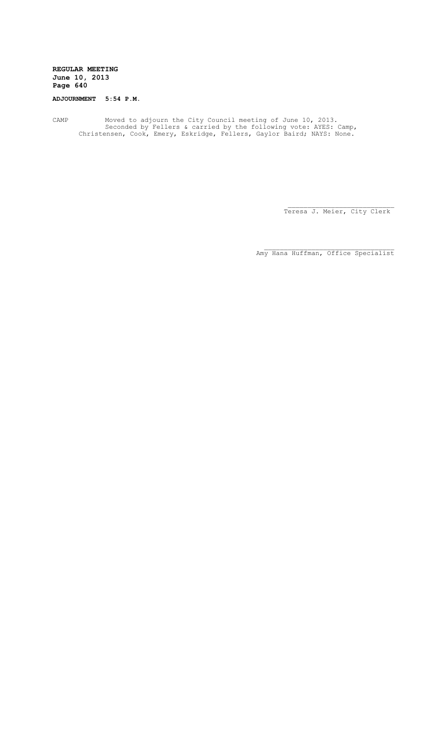**REGULAR MEETING**
**June 10, 2013**

**ADJOURNMENT 5:54 P.M.**

CAMP Moved to adjourn the City Council meeting of June 10, 2013.
Seconded by Fellers & carried by the following vote: AYES: Camp, Christensen, Cook, Emery, Eskridge, Fellers, Gaylor Baird; NAYS: None.

___________________________
Teresa J. Meier, City Clerk

_______________________________
Amy Hana Huffman, Office Specialist